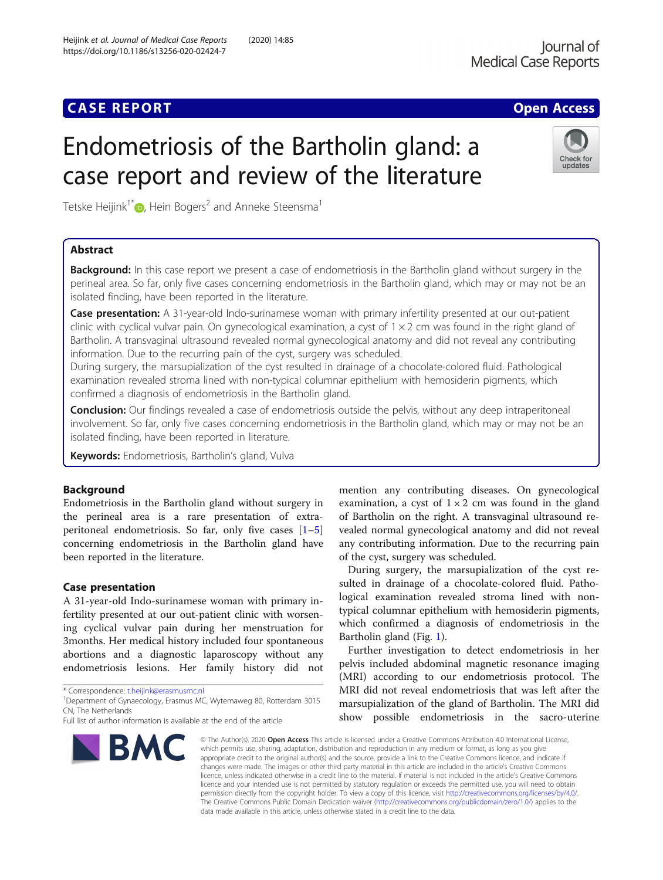CASE REPORT

Open Access

# Endometriosis of the Bartholin gland: a case report and review of the literature

Tetske Heijink[1*], Hein Bogers[2] and Anneke Steensma[1]

## Abstract

**Background:** In this case report we present a case of endometriosis in the Bartholin gland without surgery in the perineal area. So far, only five cases concerning endometriosis in the Bartholin gland, which may or may not be an isolated finding, have been reported in the literature.

**Case presentation:** A 31-year-old Indo-surinamese woman with primary infertility presented at our out-patient clinic with cyclical vulvar pain. On gynecological examination, a cyst of 1 × 2 cm was found in the right gland of Bartholin. A transvaginal ultrasound revealed normal gynecological anatomy and did not reveal any contributing information. Due to the recurring pain of the cyst, surgery was scheduled.

During surgery, the marsupialization of the cyst resulted in drainage of a chocolate-colored fluid. Pathological examination revealed stroma lined with non-typical columnar epithelium with hemosiderin pigments, which confirmed a diagnosis of endometriosis in the Bartholin gland.

**Conclusion:** Our findings revealed a case of endometriosis outside the pelvis, without any deep intraperitoneal involvement. So far, only five cases concerning endometriosis in the Bartholin gland, which may or may not be an isolated finding, have been reported in literature.

**Keywords:** Endometriosis, Bartholin's gland, Vulva

## Background

Endometriosis in the Bartholin gland without surgery in the perineal area is a rare presentation of extra-peritoneal endometriosis. So far, only five cases [1–5] concerning endometriosis in the Bartholin gland have been reported in the literature.

## Case presentation

A 31-year-old Indo-surinamese woman with primary infertility presented at our out-patient clinic with worsening cyclical vulvar pain during her menstruation for 3months. Her medical history included four spontaneous abortions and a diagnostic laparoscopy without any endometriosis lesions. Her family history did not mention any contributing diseases. On gynecological examination, a cyst of 1 × 2 cm was found in the gland of Bartholin on the right. A transvaginal ultrasound revealed normal gynecological anatomy and did not reveal any contributing information. Due to the recurring pain of the cyst, surgery was scheduled.

During surgery, the marsupialization of the cyst resulted in drainage of a chocolate-colored fluid. Pathological examination revealed stroma lined with non-typical columnar epithelium with hemosiderin pigments, which confirmed a diagnosis of endometriosis in the Bartholin gland (Fig. 1).

Further investigation to detect endometriosis in her pelvis included abdominal magnetic resonance imaging (MRI) according to our endometriosis protocol. The MRI did not reveal endometriosis that was left after the marsupialization of the gland of Bartholin. The MRI did show possible endometriosis in the sacro-uterine

* Correspondence: t.heijink@erasmusmc.nl
[1]Department of Gynaecology, Erasmus MC, Wytemaweg 80, Rotterdam 3015 CN, The Netherlands
Full list of author information is available at the end of the article

© The Author(s). 2020 **Open Access** This article is licensed under a Creative Commons Attribution 4.0 International License, which permits use, sharing, adaptation, distribution and reproduction in any medium or format, as long as you give appropriate credit to the original author(s) and the source, provide a link to the Creative Commons licence, and indicate if changes were made. The images or other third party material in this article are included in the article's Creative Commons licence, unless indicated otherwise in a credit line to the material. If material is not included in the article's Creative Commons licence and your intended use is not permitted by statutory regulation or exceeds the permitted use, you will need to obtain permission directly from the copyright holder. To view a copy of this licence, visit http://creativecommons.org/licenses/by/4.0/. The Creative Commons Public Domain Dedication waiver (http://creativecommons.org/publicdomain/zero/1.0/) applies to the data made available in this article, unless otherwise stated in a credit line to the data.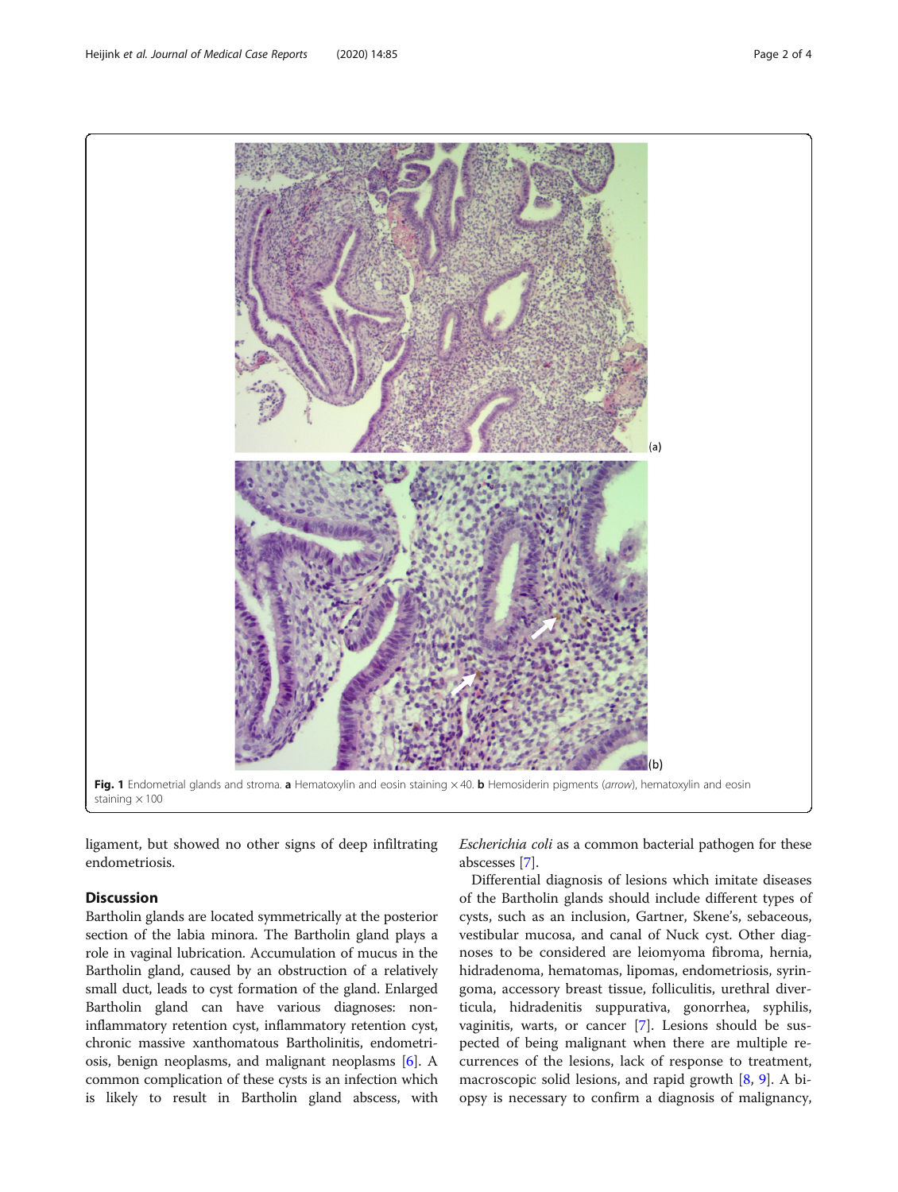**Fig. 1** Endometrial glands and stroma. **a** Hematoxylin and eosin staining ×40. **b** Hemosiderin pigments (*arrow*), hematoxylin and eosin staining ×100

ligament, but showed no other signs of deep infiltrating endometriosis.

## Discussion

Bartholin glands are located symmetrically at the posterior section of the labia minora. The Bartholin gland plays a role in vaginal lubrication. Accumulation of mucus in the Bartholin gland, caused by an obstruction of a relatively small duct, leads to cyst formation of the gland. Enlarged Bartholin gland can have various diagnoses: non-inflammatory retention cyst, inflammatory retention cyst, chronic massive xanthomatous Bartholinitis, endometriosis, benign neoplasms, and malignant neoplasms [6]. A common complication of these cysts is an infection which is likely to result in Bartholin gland abscess, with *Escherichia coli* as a common bacterial pathogen for these abscesses [7].

Differential diagnosis of lesions which imitate diseases of the Bartholin glands should include different types of cysts, such as an inclusion, Gartner, Skene's, sebaceous, vestibular mucosa, and canal of Nuck cyst. Other diagnoses to be considered are leiomyoma fibroma, hernia, hidradenoma, hematomas, lipomas, endometriosis, syringoma, accessory breast tissue, folliculitis, urethral diverticula, hidradenitis suppurativa, gonorrhea, syphilis, vaginitis, warts, or cancer [7]. Lesions should be suspected of being malignant when there are multiple recurrences of the lesions, lack of response to treatment, macroscopic solid lesions, and rapid growth [8, 9]. A biopsy is necessary to confirm a diagnosis of malignancy,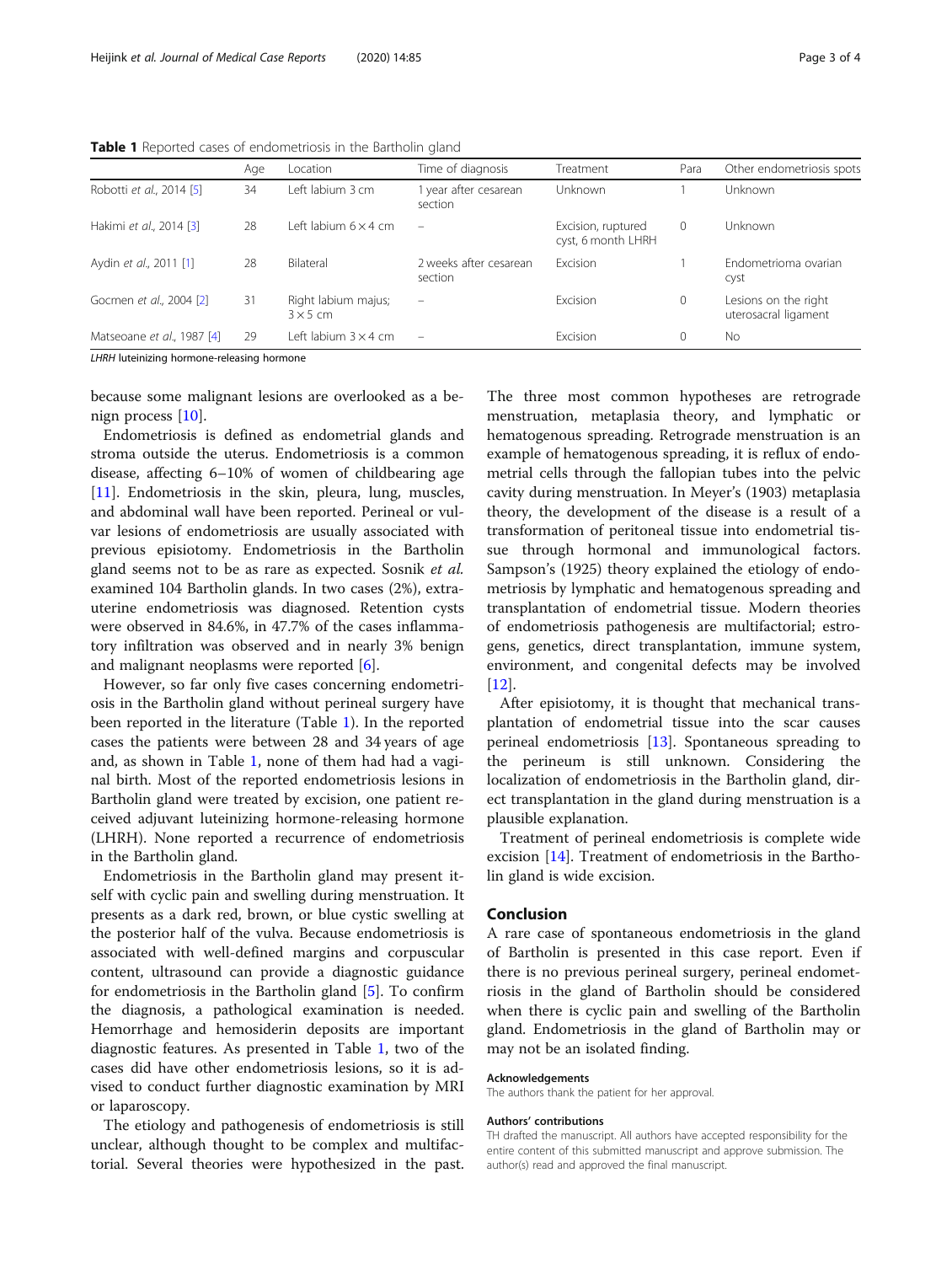**Table 1** Reported cases of endometriosis in the Bartholin gland

| | Age | Location | Time of diagnosis | Treatment | Para | Other endometriosis spots |
|---|---|---|---|---|---|---|
| Robotti *et al.*, 2014 [5] | 34 | Left labium 3 cm | 1 year after cesarean section | Unknown | 1 | Unknown |
| Hakimi *et al.*, 2014 [3] | 28 | Left labium 6 × 4 cm | – | Excision, ruptured cyst, 6 month LHRH | 0 | Unknown |
| Aydin *et al.*, 2011 [1] | 28 | Bilateral | 2 weeks after cesarean section | Excision | 1 | Endometrioma ovarian cyst |
| Gocmen *et al.*, 2004 [2] | 31 | Right labium majus; 3 × 5 cm | – | Excision | 0 | Lesions on the right uterosacral ligament |
| Matseoane *et al.*, 1987 [4] | 29 | Left labium 3 × 4 cm | – | Excision | 0 | No |

*LHRH* luteinizing hormone-releasing hormone

because some malignant lesions are overlooked as a benign process [10].

Endometriosis is defined as endometrial glands and stroma outside the uterus. Endometriosis is a common disease, affecting 6–10% of women of childbearing age [11]. Endometriosis in the skin, pleura, lung, muscles, and abdominal wall have been reported. Perineal or vulvar lesions of endometriosis are usually associated with previous episiotomy. Endometriosis in the Bartholin gland seems not to be as rare as expected. Sosnik *et al.* examined 104 Bartholin glands. In two cases (2%), extrauterine endometriosis was diagnosed. Retention cysts were observed in 84.6%, in 47.7% of the cases inflammatory infiltration was observed and in nearly 3% benign and malignant neoplasms were reported [6].

However, so far only five cases concerning endometriosis in the Bartholin gland without perineal surgery have been reported in the literature (Table 1). In the reported cases the patients were between 28 and 34 years of age and, as shown in Table 1, none of them had had a vaginal birth. Most of the reported endometriosis lesions in Bartholin gland were treated by excision, one patient received adjuvant luteinizing hormone-releasing hormone (LHRH). None reported a recurrence of endometriosis in the Bartholin gland.

Endometriosis in the Bartholin gland may present itself with cyclic pain and swelling during menstruation. It presents as a dark red, brown, or blue cystic swelling at the posterior half of the vulva. Because endometriosis is associated with well-defined margins and corpuscular content, ultrasound can provide a diagnostic guidance for endometriosis in the Bartholin gland [5]. To confirm the diagnosis, a pathological examination is needed. Hemorrhage and hemosiderin deposits are important diagnostic features. As presented in Table 1, two of the cases did have other endometriosis lesions, so it is advised to conduct further diagnostic examination by MRI or laparoscopy.

The etiology and pathogenesis of endometriosis is still unclear, although thought to be complex and multifactorial. Several theories were hypothesized in the past. The three most common hypotheses are retrograde menstruation, metaplasia theory, and lymphatic or hematogenous spreading. Retrograde menstruation is an example of hematogenous spreading, it is reflux of endometrial cells through the fallopian tubes into the pelvic cavity during menstruation. In Meyer's (1903) metaplasia theory, the development of the disease is a result of a transformation of peritoneal tissue into endometrial tissue through hormonal and immunological factors. Sampson's (1925) theory explained the etiology of endometriosis by lymphatic and hematogenous spreading and transplantation of endometrial tissue. Modern theories of endometriosis pathogenesis are multifactorial; estrogens, genetics, direct transplantation, immune system, environment, and congenital defects may be involved [12].

After episiotomy, it is thought that mechanical transplantation of endometrial tissue into the scar causes perineal endometriosis [13]. Spontaneous spreading to the perineum is still unknown. Considering the localization of endometriosis in the Bartholin gland, direct transplantation in the gland during menstruation is a plausible explanation.

Treatment of perineal endometriosis is complete wide excision [14]. Treatment of endometriosis in the Bartholin gland is wide excision.

## Conclusion

A rare case of spontaneous endometriosis in the gland of Bartholin is presented in this case report. Even if there is no previous perineal surgery, perineal endometriosis in the gland of Bartholin should be considered when there is cyclic pain and swelling of the Bartholin gland. Endometriosis in the gland of Bartholin may or may not be an isolated finding.

#### Acknowledgements

The authors thank the patient for her approval.

#### Authors' contributions

TH drafted the manuscript. All authors have accepted responsibility for the entire content of this submitted manuscript and approve submission. The author(s) read and approved the final manuscript.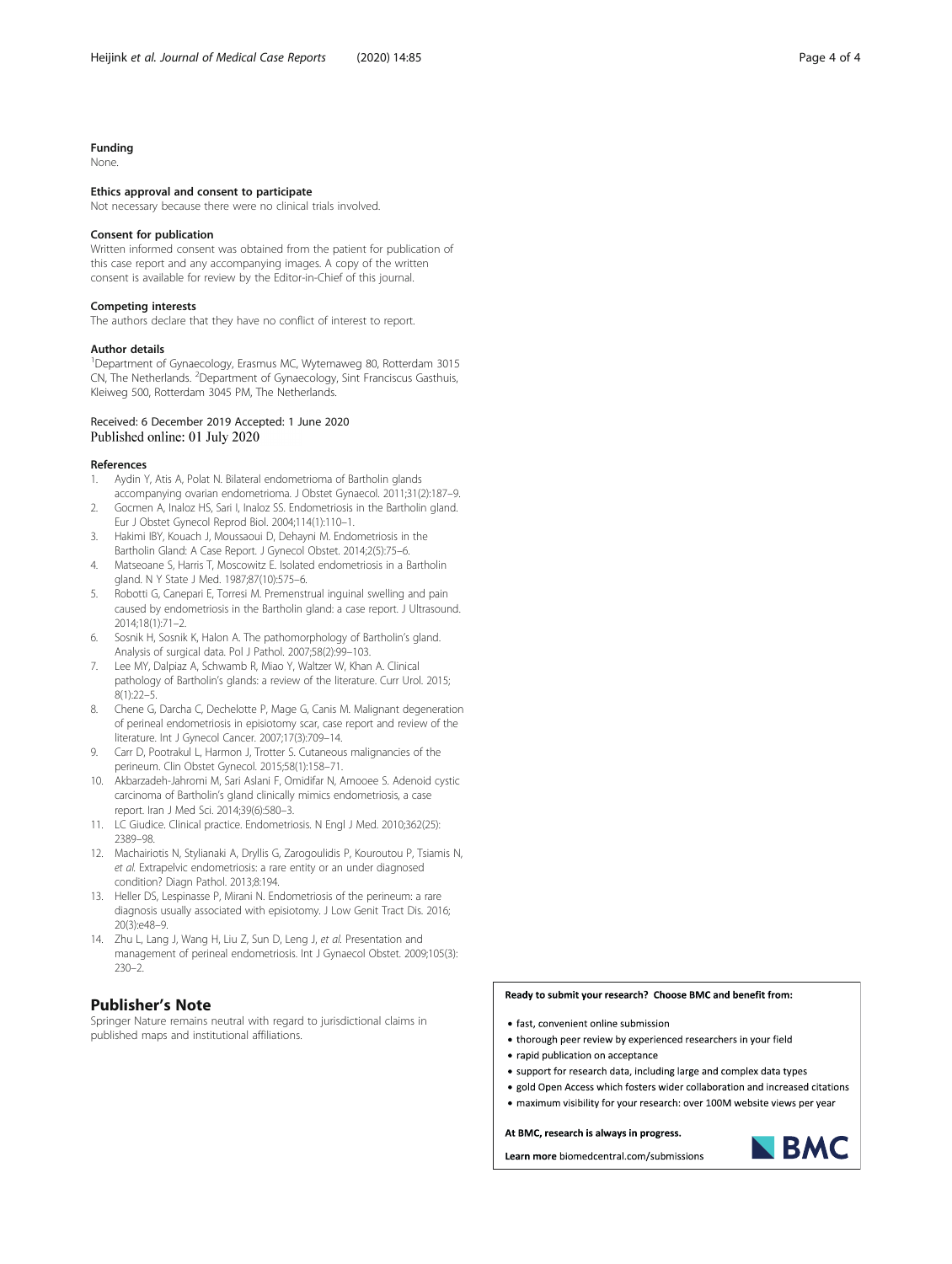### Funding

None.

### Ethics approval and consent to participate

Not necessary because there were no clinical trials involved.

### Consent for publication

Written informed consent was obtained from the patient for publication of this case report and any accompanying images. A copy of the written consent is available for review by the Editor-in-Chief of this journal.

### Competing interests

The authors declare that they have no conflict of interest to report.

### Author details

[1]Department of Gynaecology, Erasmus MC, Wytemaweg 80, Rotterdam 3015 CN, The Netherlands. [2]Department of Gynaecology, Sint Franciscus Gasthuis, Kleiweg 500, Rotterdam 3045 PM, The Netherlands.

Received: 6 December 2019 Accepted: 1 June 2020
Published online: 01 July 2020

### References

1. Aydin Y, Atis A, Polat N. Bilateral endometrioma of Bartholin glands accompanying ovarian endometrioma. J Obstet Gynaecol. 2011;31(2):187–9.
2. Gocmen A, Inaloz HS, Sari I, Inaloz SS. Endometriosis in the Bartholin gland. Eur J Obstet Gynecol Reprod Biol. 2004;114(1):110–1.
3. Hakimi IBY, Kouach J, Moussaoui D, Dehayni M. Endometriosis in the Bartholin Gland: A Case Report. J Gynecol Obstet. 2014;2(5):75–6.
4. Matseoane S, Harris T, Moscowitz E. Isolated endometriosis in a Bartholin gland. N Y State J Med. 1987;87(10):575–6.
5. Robotti G, Canepari E, Torresi M. Premenstrual inguinal swelling and pain caused by endometriosis in the Bartholin gland: a case report. J Ultrasound. 2014;18(1):71–2.
6. Sosnik H, Sosnik K, Halon A. The pathomorphology of Bartholin's gland. Analysis of surgical data. Pol J Pathol. 2007;58(2):99–103.
7. Lee MY, Dalpiaz A, Schwamb R, Miao Y, Waltzer W, Khan A. Clinical pathology of Bartholin's glands: a review of the literature. Curr Urol. 2015; 8(1):22–5.
8. Chene G, Darcha C, Dechelotte P, Mage G, Canis M. Malignant degeneration of perineal endometriosis in episiotomy scar, case report and review of the literature. Int J Gynecol Cancer. 2007;17(3):709–14.
9. Carr D, Pootrakul L, Harmon J, Trotter S. Cutaneous malignancies of the perineum. Clin Obstet Gynecol. 2015;58(1):158–71.
10. Akbarzadeh-Jahromi M, Sari Aslani F, Omidifar N, Amooee S. Adenoid cystic carcinoma of Bartholin's gland clinically mimics endometriosis, a case report. Iran J Med Sci. 2014;39(6):580–3.
11. LC Giudice. Clinical practice. Endometriosis. N Engl J Med. 2010;362(25): 2389–98.
12. Machairiotis N, Stylianaki A, Dryllis G, Zarogoulidis P, Kouroutou P, Tsiamis N, *et al.* Extrapelvic endometriosis: a rare entity or an under diagnosed condition? Diagn Pathol. 2013;8:194.
13. Heller DS, Lespinasse P, Mirani N. Endometriosis of the perineum: a rare diagnosis usually associated with episiotomy. J Low Genit Tract Dis. 2016; 20(3):e48–9.
14. Zhu L, Lang J, Wang H, Liu Z, Sun D, Leng J, *et al.* Presentation and management of perineal endometriosis. Int J Gynaecol Obstet. 2009;105(3): 230–2.

## Publisher's Note

Springer Nature remains neutral with regard to jurisdictional claims in published maps and institutional affiliations.

**Ready to submit your research? Choose BMC and benefit from:**

- fast, convenient online submission
- thorough peer review by experienced researchers in your field
- rapid publication on acceptance
- support for research data, including large and complex data types
- gold Open Access which fosters wider collaboration and increased citations
- maximum visibility for your research: over 100M website views per year

**At BMC, research is always in progress.**

**Learn more** biomedcentral.com/submissions

BMC